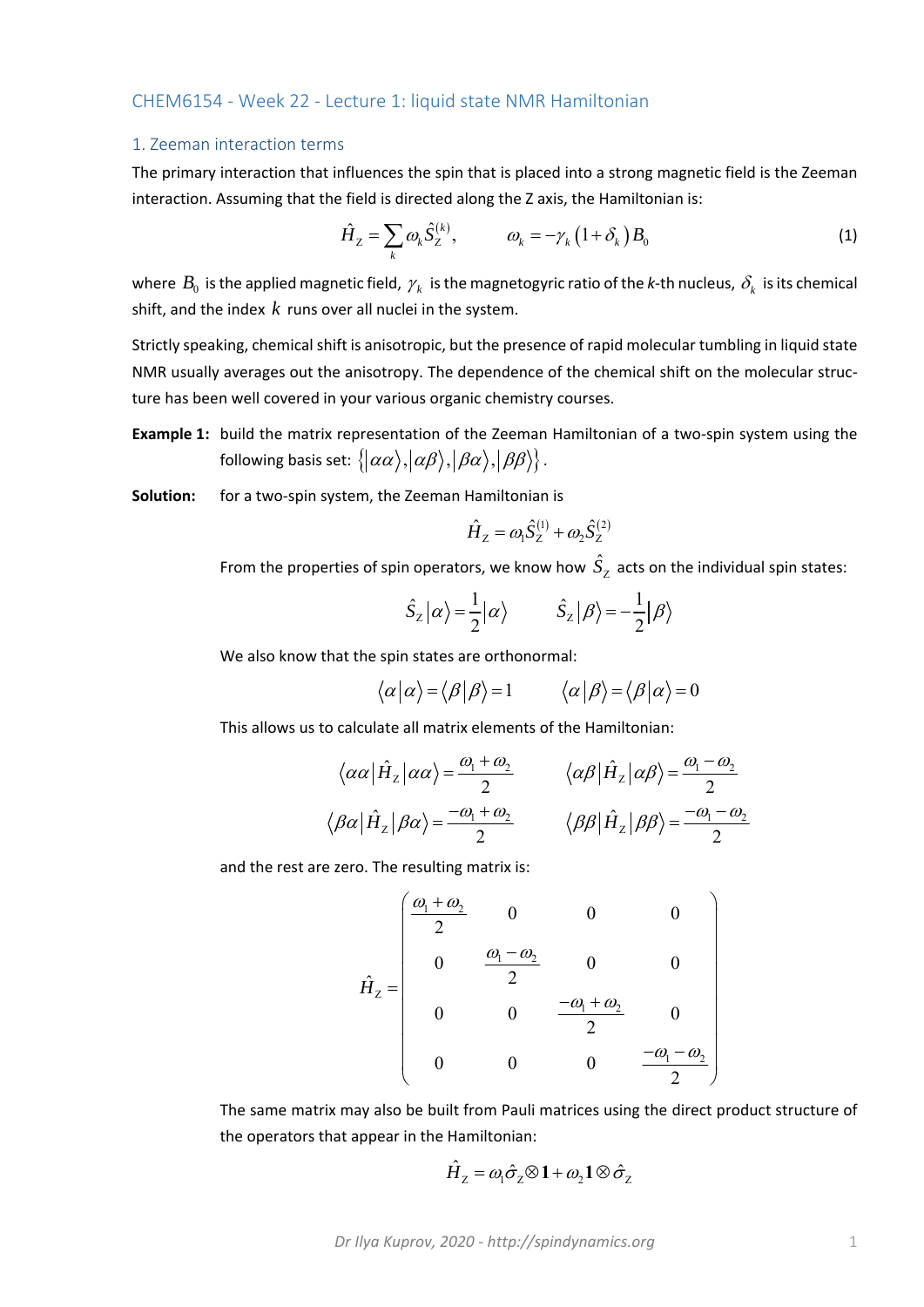## CHEM6154 - Week 22 - Lecture 1: liquid state NMR Hamiltonian

### 1. Zeeman interaction terms

The primary interaction that influences the spin that is placed into a strong magnetic field is the Zeeman interaction. Assuming that the field is directed along the Z axis, the Hamiltonian is:

$$\hat{H}_{\mathrm{Z}} = \sum_k \omega_k \hat{S}_{\mathrm{Z}}^{(k)}, \qquad \omega_k = -\gamma_k \left(1+\delta_k\right) B_0 \tag{1}$$

where $B_0$ is the applied magnetic field, $\gamma_k$ is the magnetogyric ratio of the *k*-th nucleus, $\delta_k$ is its chemical shift, and the index $k$ runs over all nuclei in the system.

Strictly speaking, chemical shift is anisotropic, but the presence of rapid molecular tumbling in liquid state NMR usually averages out the anisotropy. The dependence of the chemical shift on the molecular structure has been well covered in your various organic chemistry courses.

**Example 1:** build the matrix representation of the Zeeman Hamiltonian of a two-spin system using the following basis set: $\left\{ |\alpha\alpha\rangle, |\alpha\beta\rangle, |\beta\alpha\rangle, |\beta\beta\rangle \right\}$.

**Solution:** for a two-spin system, the Zeeman Hamiltonian is

$$\hat{H}_{\mathrm{Z}} = \omega_1 \hat{S}_{\mathrm{Z}}^{(1)} + \omega_2 \hat{S}_{\mathrm{Z}}^{(2)}$$

From the properties of spin operators, we know how $\hat{S}_{\mathrm{Z}}$ acts on the individual spin states:

$$\hat{S}_{\mathrm{Z}} |\alpha\rangle = \frac{1}{2} |\alpha\rangle \qquad \hat{S}_{\mathrm{Z}} |\beta\rangle = -\frac{1}{2} |\beta\rangle$$

We also know that the spin states are orthonormal:

$$\langle \alpha | \alpha \rangle = \langle \beta | \beta \rangle = 1 \qquad \langle \alpha | \beta \rangle = \langle \beta | \alpha \rangle = 0$$

This allows us to calculate all matrix elements of the Hamiltonian:

$$\langle \alpha\alpha | \hat{H}_{\mathrm{Z}} | \alpha\alpha \rangle = \frac{\omega_1 + \omega_2}{2} \qquad \langle \alpha\beta | \hat{H}_{\mathrm{Z}} | \alpha\beta \rangle = \frac{\omega_1 - \omega_2}{2}$$

$$\langle \beta\alpha | \hat{H}_{\mathrm{Z}} | \beta\alpha \rangle = \frac{-\omega_1 + \omega_2}{2} \qquad \langle \beta\beta | \hat{H}_{\mathrm{Z}} | \beta\beta \rangle = \frac{-\omega_1 - \omega_2}{2}$$

and the rest are zero. The resulting matrix is:

$$\hat{H}_{\mathrm{Z}} = \begin{pmatrix} \dfrac{\omega_1 + \omega_2}{2} & 0 & 0 & 0 \\ 0 & \dfrac{\omega_1 - \omega_2}{2} & 0 & 0 \\ 0 & 0 & \dfrac{-\omega_1 + \omega_2}{2} & 0 \\ 0 & 0 & 0 & \dfrac{-\omega_1 - \omega_2}{2} \end{pmatrix}$$

The same matrix may also be built from Pauli matrices using the direct product structure of the operators that appear in the Hamiltonian:

$$\hat{H}_{\mathrm{Z}} = \omega_1 \hat{\sigma}_{\mathrm{Z}} \otimes \mathbf{1} + \omega_2 \mathbf{1} \otimes \hat{\sigma}_{\mathrm{Z}}$$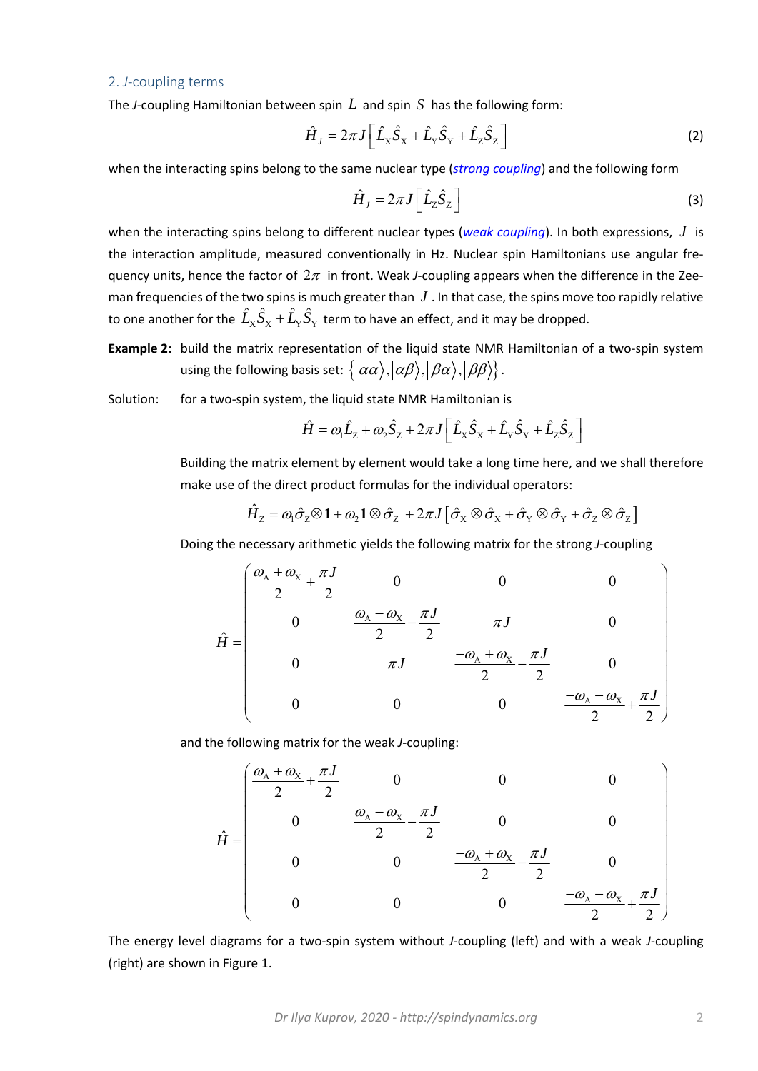## 2. *J*-coupling terms

The *J*-coupling Hamiltonian between spin $L$ and spin $S$ has the following form:

$$\hat{H}_J = 2\pi J\left[\hat{L}_X\hat{S}_X + \hat{L}_Y\hat{S}_Y + \hat{L}_Z\hat{S}_Z\right] \tag{2}$$

when the interacting spins belong to the same nuclear type (*strong coupling*) and the following form

$$\hat{H}_J = 2\pi J\left[\hat{L}_Z\hat{S}_Z\right] \tag{3}$$

when the interacting spins belong to different nuclear types (*weak coupling*). In both expressions, $J$ is the interaction amplitude, measured conventionally in Hz. Nuclear spin Hamiltonians use angular frequency units, hence the factor of $2\pi$ in front. Weak *J*-coupling appears when the difference in the Zeeman frequencies of the two spins is much greater than $J$. In that case, the spins move too rapidly relative to one another for the $\hat{L}_X\hat{S}_X + \hat{L}_Y\hat{S}_Y$ term to have an effect, and it may be dropped.

**Example 2:** build the matrix representation of the liquid state NMR Hamiltonian of a two-spin system using the following basis set: $\left\{|\alpha\alpha\rangle, |\alpha\beta\rangle, |\beta\alpha\rangle, |\beta\beta\rangle\right\}$.

Solution: for a two-spin system, the liquid state NMR Hamiltonian is

$$\hat{H} = \omega_1\hat{L}_Z + \omega_2\hat{S}_Z + 2\pi J\left[\hat{L}_X\hat{S}_X + \hat{L}_Y\hat{S}_Y + \hat{L}_Z\hat{S}_Z\right]$$

Building the matrix element by element would take a long time here, and we shall therefore make use of the direct product formulas for the individual operators:

$$\hat{H}_Z = \omega_1\hat{\sigma}_Z\otimes\mathbf{1} + \omega_2\mathbf{1}\otimes\hat{\sigma}_Z + 2\pi J\left[\hat{\sigma}_X\otimes\hat{\sigma}_X + \hat{\sigma}_Y\otimes\hat{\sigma}_Y + \hat{\sigma}_Z\otimes\hat{\sigma}_Z\right]$$

Doing the necessary arithmetic yields the following matrix for the strong *J*-coupling

$$\hat{H} = \begin{pmatrix} \dfrac{\omega_A+\omega_X}{2}+\dfrac{\pi J}{2} & 0 & 0 & 0 \\ 0 & \dfrac{\omega_A-\omega_X}{2}-\dfrac{\pi J}{2} & \pi J & 0 \\ 0 & \pi J & \dfrac{-\omega_A+\omega_X}{2}-\dfrac{\pi J}{2} & 0 \\ 0 & 0 & 0 & \dfrac{-\omega_A-\omega_X}{2}+\dfrac{\pi J}{2} \end{pmatrix}$$

and the following matrix for the weak *J*-coupling:

$$\hat{H} = \begin{pmatrix} \dfrac{\omega_A+\omega_X}{2}+\dfrac{\pi J}{2} & 0 & 0 & 0 \\ 0 & \dfrac{\omega_A-\omega_X}{2}-\dfrac{\pi J}{2} & 0 & 0 \\ 0 & 0 & \dfrac{-\omega_A+\omega_X}{2}-\dfrac{\pi J}{2} & 0 \\ 0 & 0 & 0 & \dfrac{-\omega_A-\omega_X}{2}+\dfrac{\pi J}{2} \end{pmatrix}$$

The energy level diagrams for a two-spin system without *J*-coupling (left) and with a weak *J*-coupling (right) are shown in Figure 1.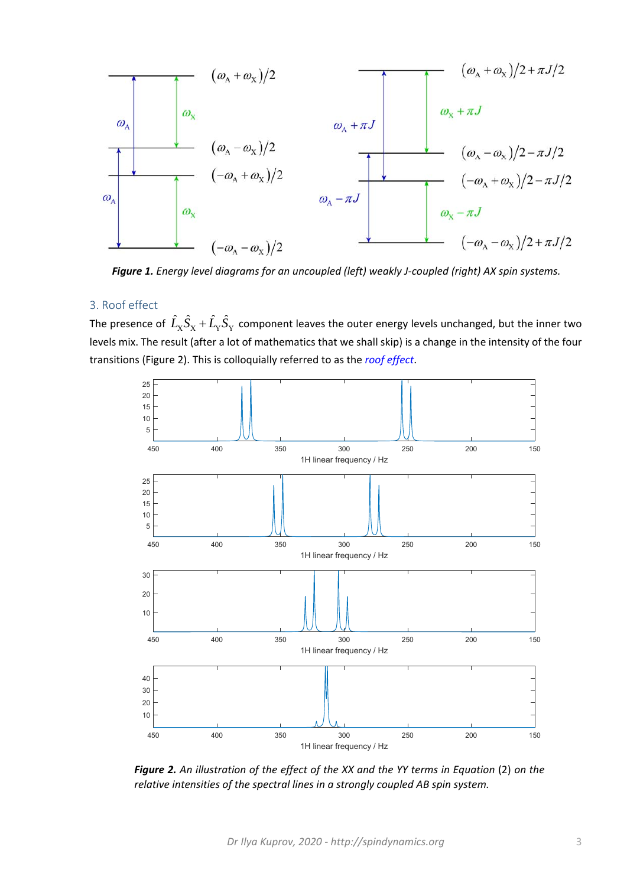*Figure 1. Energy level diagrams for an uncoupled (left) weakly J-coupled (right) AX spin systems.*

### 3. Roof effect

The presence of $\hat{L}_X\hat{S}_X + \hat{L}_Y\hat{S}_Y$ component leaves the outer energy levels unchanged, but the inner two levels mix. The result (after a lot of mathematics that we shall skip) is a change in the intensity of the four transitions (Figure 2). This is colloquially referred to as the *roof effect*.

*Figure 2. An illustration of the effect of the XX and the YY terms in Equation (2) on the relative intensities of the spectral lines in a strongly coupled AB spin system.*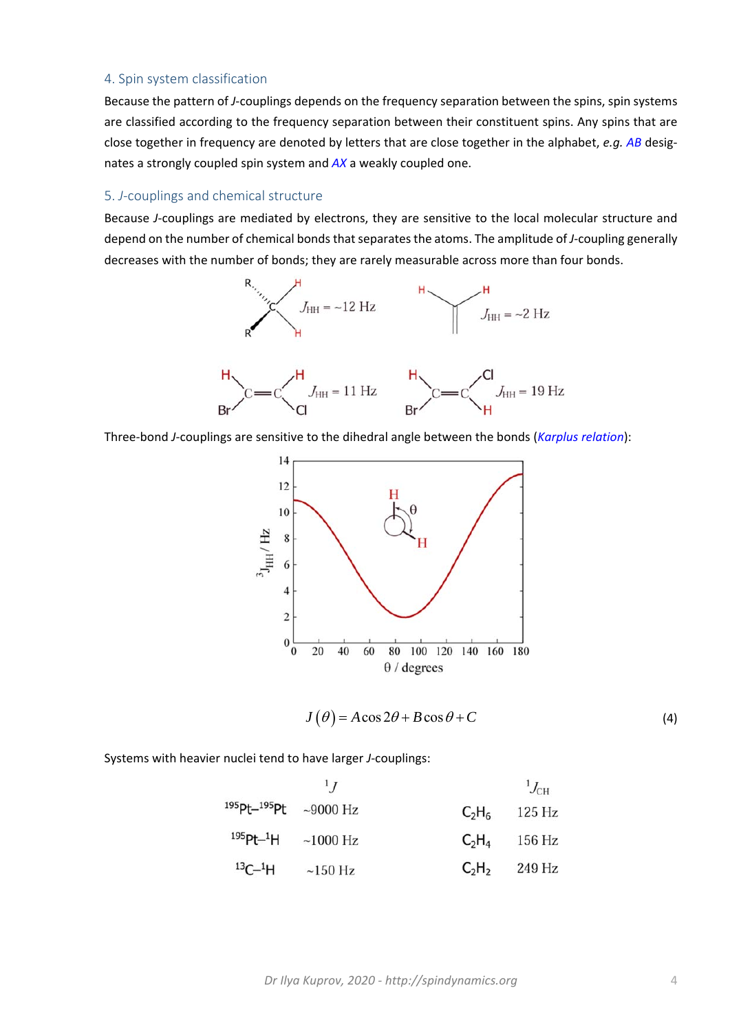### 4. Spin system classification

Because the pattern of *J*-couplings depends on the frequency separation between the spins, spin systems are classified according to the frequency separation between their constituent spins. Any spins that are close together in frequency are denoted by letters that are close together in the alphabet, *e.g.* *AB* designates a strongly coupled spin system and *AX* a weakly coupled one.

### 5. *J*-couplings and chemical structure

Because *J*-couplings are mediated by electrons, they are sensitive to the local molecular structure and depend on the number of chemical bonds that separates the atoms. The amplitude of *J*-coupling generally decreases with the number of bonds; they are rarely measurable across more than four bonds.

$J_{HH} = \sim 12$ Hz

$J_{HH} = \sim 2$ Hz

$J_{HH} = 11$ Hz

$J_{HH} = 19$ Hz

Three-bond *J*-couplings are sensitive to the dihedral angle between the bonds (*Karplus relation*):

$^3J_{HH}$ / Hz

θ / degrees

$$J(\theta) = A\cos 2\theta + B\cos\theta + C \tag{4}$$

Systems with heavier nuclei tend to have larger *J*-couplings:

| | $^1J$ | | $^1J_{CH}$ |
|---|---|---|---|
| $^{195}$Pt–$^{195}$Pt | ~9000 Hz | $C_2H_6$ | 125 Hz |
| $^{195}$Pt–$^1$H | ~1000 Hz | $C_2H_4$ | 156 Hz |
| $^{13}$C–$^1$H | ~150 Hz | $C_2H_2$ | 249 Hz |